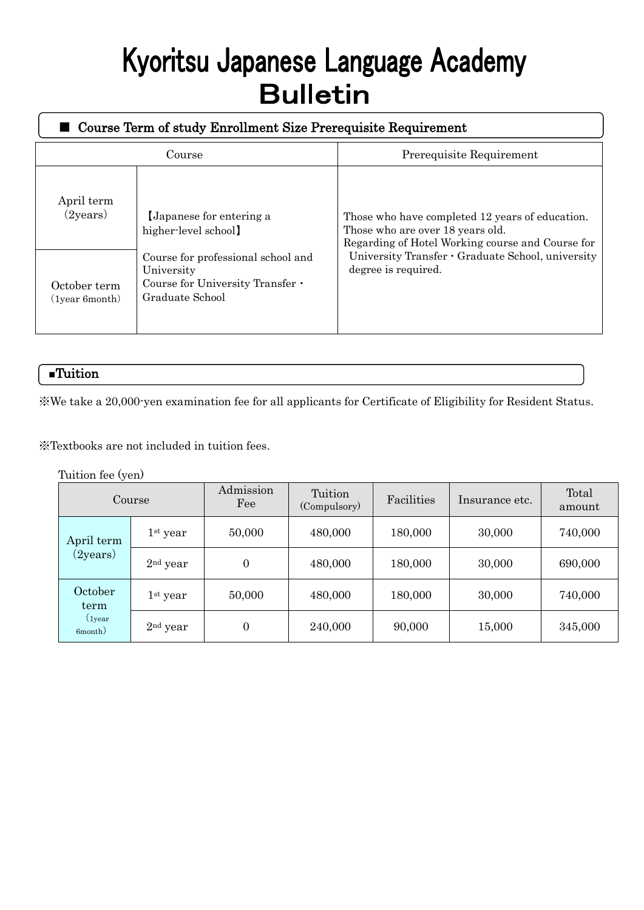# Kyoritsu Japanese Language Academy
# Bulletin

## ■ Course Term of study Enrollment Size Prerequisite Requirement

| Course | | Prerequisite Requirement |
|---|---|---|
| April term (2years) | 【Japanese for entering a higher-level school】<br>Course for professional school and University<br>Course for University Transfer・Graduate School | Those who have completed 12 years of education.<br>Those who are over 18 years old.<br>Regarding of Hotel Working course and Course for University Transfer・Graduate School, university degree is required. |
| October term (1year 6month) | | |

## ■Tuition

※We take a 20,000-yen examination fee for all applicants for Certificate of Eligibility for Resident Status.

※Textbooks are not included in tuition fees.

Tuition fee (yen)

| Course | | Admission Fee | Tuition (Compulsory) | Facilities | Insurance etc. | Total amount |
|---|---|---|---|---|---|---|
| April term (2years) | 1st year | 50,000 | 480,000 | 180,000 | 30,000 | 740,000 |
| | 2nd year | 0 | 480,000 | 180,000 | 30,000 | 690,000 |
| October term (1year 6month) | 1st year | 50,000 | 480,000 | 180,000 | 30,000 | 740,000 |
| | 2nd year | 0 | 240,000 | 90,000 | 15,000 | 345,000 |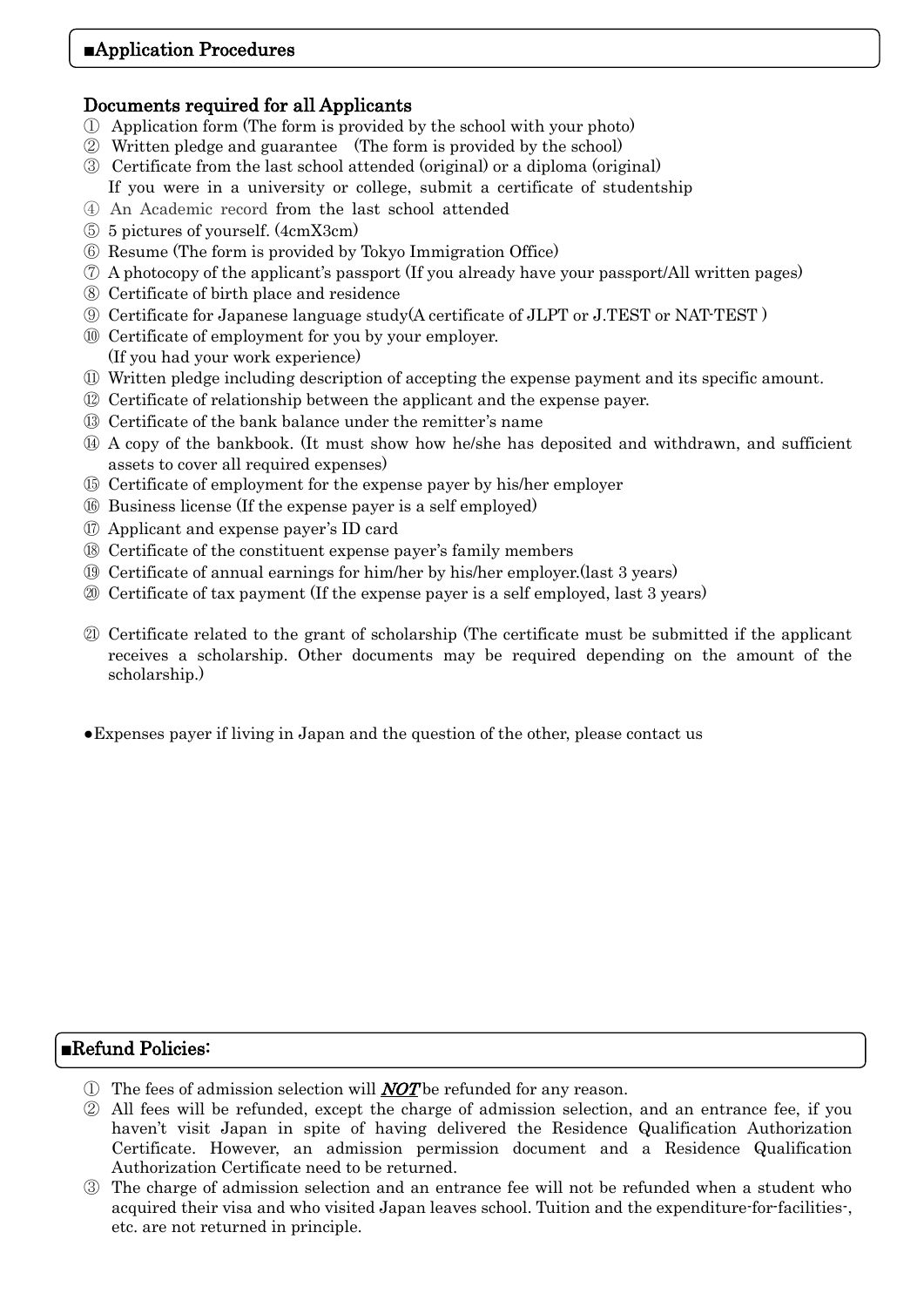## ■Application Procedures

### Documents required for all Applicants

① Application form (The form is provided by the school with your photo)
② Written pledge and guarantee (The form is provided by the school)
③ Certificate from the last school attended (original) or a diploma (original)
If you were in a university or college, submit a certificate of studentship
④ An Academic record from the last school attended
⑤ 5 pictures of yourself. (4cmX3cm)
⑥ Resume (The form is provided by Tokyo Immigration Office)
⑦ A photocopy of the applicant's passport (If you already have your passport/All written pages)
⑧ Certificate of birth place and residence
⑨ Certificate for Japanese language study(A certificate of JLPT or J.TEST or NAT-TEST )
⑩ Certificate of employment for you by your employer.
(If you had your work experience)
⑪ Written pledge including description of accepting the expense payment and its specific amount.
⑫ Certificate of relationship between the applicant and the expense payer.
⑬ Certificate of the bank balance under the remitter's name
⑭ A copy of the bankbook. (It must show how he/she has deposited and withdrawn, and sufficient assets to cover all required expenses)
⑮ Certificate of employment for the expense payer by his/her employer
⑯ Business license (If the expense payer is a self employed)
⑰ Applicant and expense payer's ID card
⑱ Certificate of the constituent expense payer's family members
⑲ Certificate of annual earnings for him/her by his/her employer.(last 3 years)
⑳ Certificate of tax payment (If the expense payer is a self employed, last 3 years)

㉑ Certificate related to the grant of scholarship (The certificate must be submitted if the applicant receives a scholarship. Other documents may be required depending on the amount of the scholarship.)

●Expenses payer if living in Japan and the question of the other, please contact us

## ■Refund Policies:

① The fees of admission selection will ***NOT*** be refunded for any reason.
② All fees will be refunded, except the charge of admission selection, and an entrance fee, if you haven't visit Japan in spite of having delivered the Residence Qualification Authorization Certificate. However, an admission permission document and a Residence Qualification Authorization Certificate need to be returned.
③ The charge of admission selection and an entrance fee will not be refunded when a student who acquired their visa and who visited Japan leaves school. Tuition and the expenditure-for-facilities-, etc. are not returned in principle.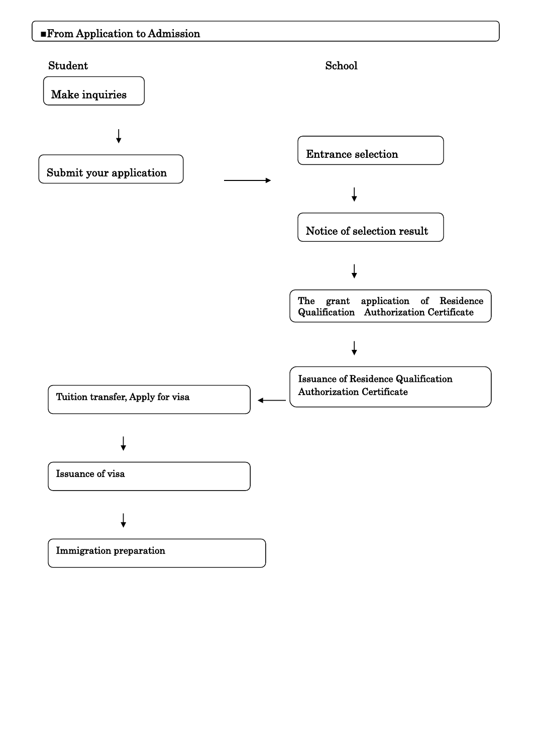## ■From Application to Admission

**Student**

- Make inquiries
- ↓
- Submit your application → (School: Entrance selection)

**School**

- Entrance selection
- ↓
- Notice of selection result
- ↓
- The grant application of Residence Qualification Authorization Certificate
- ↓
- Issuance of Residence Qualification Authorization Certificate → (Student: Tuition transfer, Apply for visa)

**Student**

- Tuition transfer, Apply for visa
- ↓
- Issuance of visa
- ↓
- Immigration preparation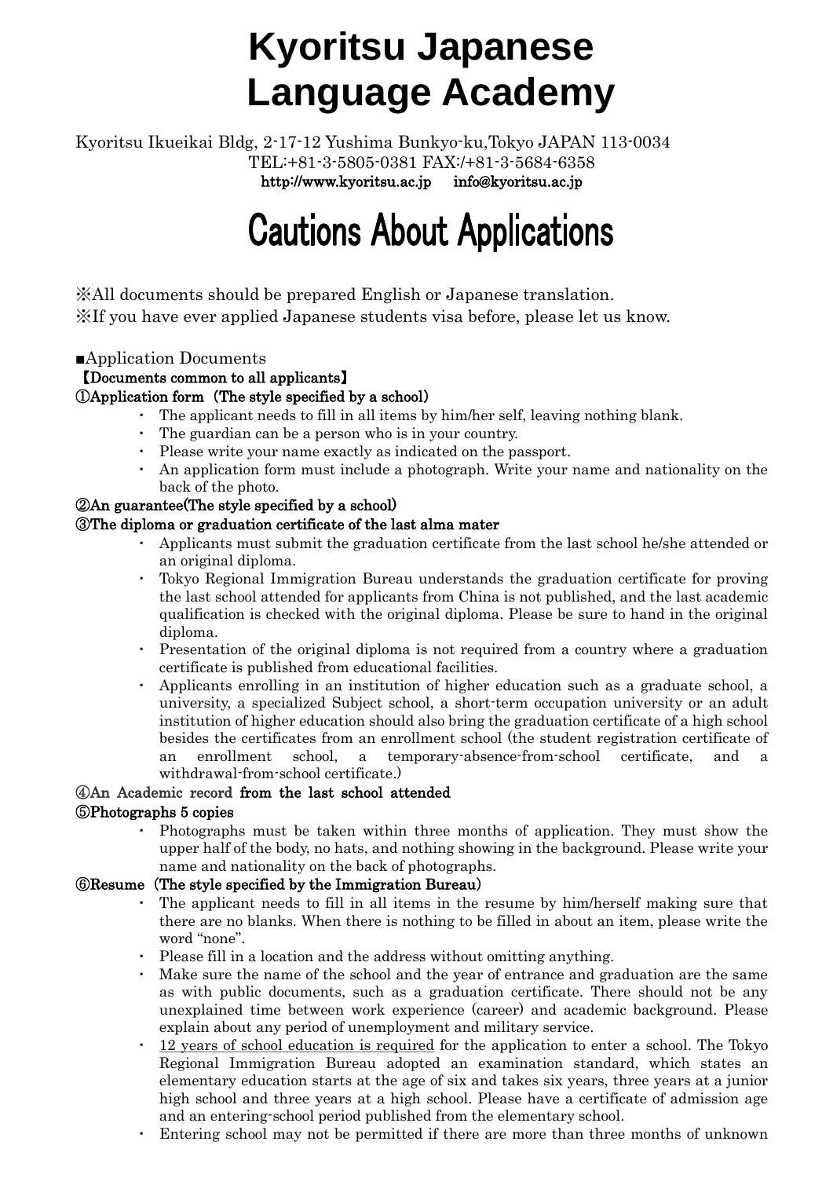# Kyoritsu Japanese Language Academy

Kyoritsu Ikueikai Bldg, 2-17-12 Yushima Bunkyo-ku,Tokyo JAPAN 113-0034
TEL:+81-3-5805-0381 FAX:/+81-3-5684-6358
http://www.kyoritsu.ac.jp　info@kyoritsu.ac.jp

# Cautions About Applications

※All documents should be prepared English or Japanese translation.
※If you have ever applied Japanese students visa before, please let us know.

■Application Documents

**【Documents common to all applicants】**

**①Application form（The style specified by a school）**

- The applicant needs to fill in all items by him/her self, leaving nothing blank.
- The guardian can be a person who is in your country.
- Please write your name exactly as indicated on the passport.
- An application form must include a photograph. Write your name and nationality on the back of the photo.

**②An guarantee(The style specified by a school)**

**③The diploma or graduation certificate of the last alma mater**

- Applicants must submit the graduation certificate from the last school he/she attended or an original diploma.
- Tokyo Regional Immigration Bureau understands the graduation certificate for proving the last school attended for applicants from China is not published, and the last academic qualification is checked with the original diploma. Please be sure to hand in the original diploma.
- Presentation of the original diploma is not required from a country where a graduation certificate is published from educational facilities.
- Applicants enrolling in an institution of higher education such as a graduate school, a university, a specialized Subject school, a short-term occupation university or an adult institution of higher education should also bring the graduation certificate of a high school besides the certificates from an enrollment school (the student registration certificate of an enrollment school, a temporary-absence-from-school certificate, and a withdrawal-from-school certificate.)

**④An Academic record from the last school attended**

**⑤Photographs 5 copies**

- Photographs must be taken within three months of application. They must show the upper half of the body, no hats, and nothing showing in the background. Please write your name and nationality on the back of photographs.

**⑥Resume（The style specified by the Immigration Bureau）**

- The applicant needs to fill in all items in the resume by him/herself making sure that there are no blanks. When there is nothing to be filled in about an item, please write the word "none".
- Please fill in a location and the address without omitting anything.
- Make sure the name of the school and the year of entrance and graduation are the same as with public documents, such as a graduation certificate. There should not be any unexplained time between work experience (career) and academic background. Please explain about any period of unemployment and military service.
- 12 years of school education is required for the application to enter a school. The Tokyo Regional Immigration Bureau adopted an examination standard, which states an elementary education starts at the age of six and takes six years, three years at a junior high school and three years at a high school. Please have a certificate of admission age and an entering-school period published from the elementary school.
- Entering school may not be permitted if there are more than three months of unknown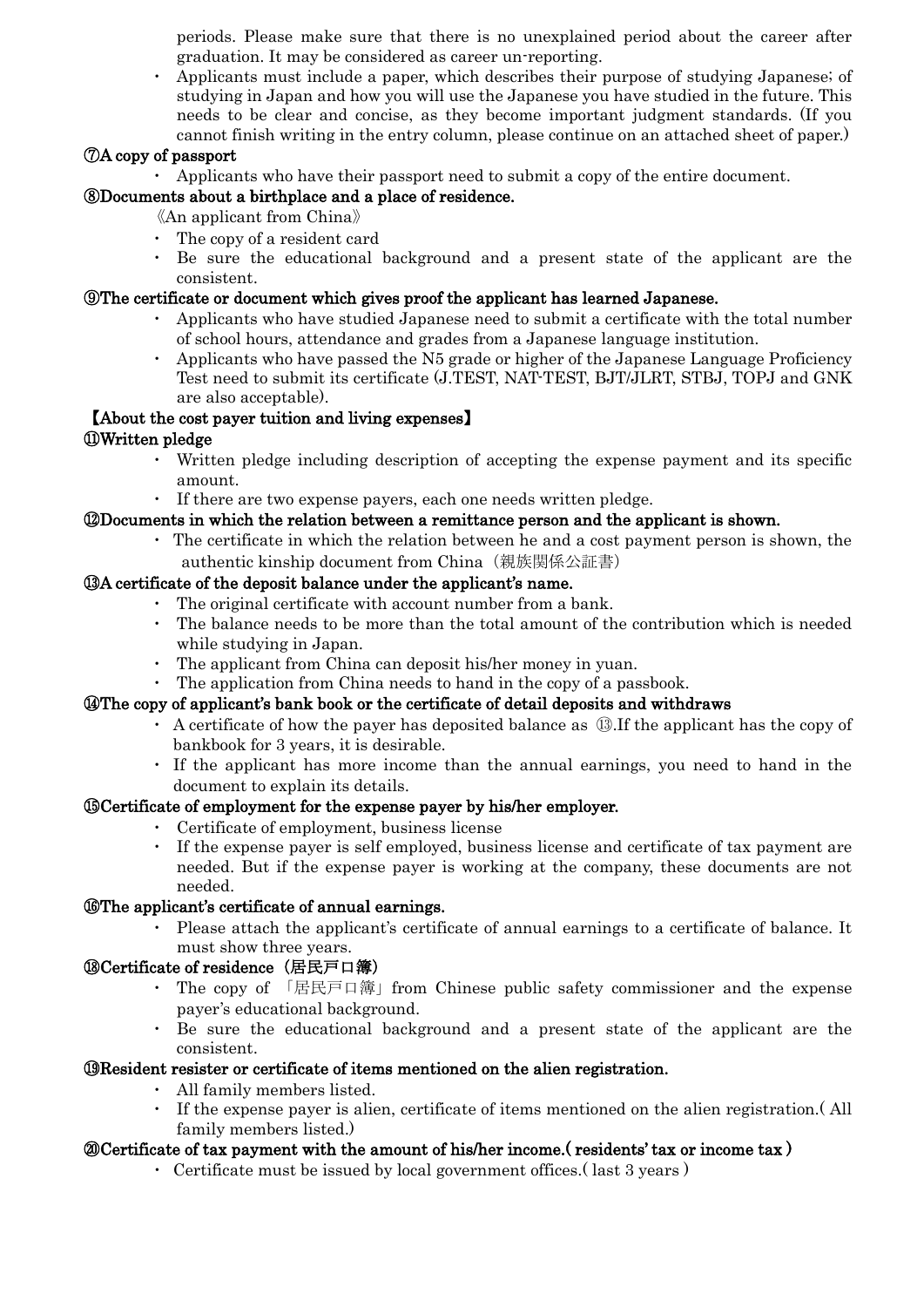periods. Please make sure that there is no unexplained period about the career after graduation. It may be considered as career un-reporting.

- Applicants must include a paper, which describes their purpose of studying Japanese; of studying in Japan and how you will use the Japanese you have studied in the future. This needs to be clear and concise, as they become important judgment standards. (If you cannot finish writing in the entry column, please continue on an attached sheet of paper.)

**⑦A copy of passport**

- Applicants who have their passport need to submit a copy of the entire document.

**⑧Documents about a birthplace and a place of residence.**

《An applicant from China》

- The copy of a resident card
- Be sure the educational background and a present state of the applicant are the consistent.

**⑨The certificate or document which gives proof the applicant has learned Japanese.**

- Applicants who have studied Japanese need to submit a certificate with the total number of school hours, attendance and grades from a Japanese language institution.
- Applicants who have passed the N5 grade or higher of the Japanese Language Proficiency Test need to submit its certificate (J.TEST, NAT-TEST, BJT/JLRT, STBJ, TOPJ and GNK are also acceptable).

**【About the cost payer tuition and living expenses】**

**⑪Written pledge**

- Written pledge including description of accepting the expense payment and its specific amount.
- If there are two expense payers, each one needs written pledge.

**⑫Documents in which the relation between a remittance person and the applicant is shown.**

- The certificate in which the relation between he and a cost payment person is shown, the authentic kinship document from China（親族関係公証書）

**⑬A certificate of the deposit balance under the applicant's name.**

- The original certificate with account number from a bank.
- The balance needs to be more than the total amount of the contribution which is needed while studying in Japan.
- The applicant from China can deposit his/her money in yuan.
- The application from China needs to hand in the copy of a passbook.

**⑭The copy of applicant's bank book or the certificate of detail deposits and withdraws**

- A certificate of how the payer has deposited balance as ⑬.If the applicant has the copy of bankbook for 3 years, it is desirable.
- If the applicant has more income than the annual earnings, you need to hand in the document to explain its details.

**⑮Certificate of employment for the expense payer by his/her employer.**

- Certificate of employment, business license
- If the expense payer is self employed, business license and certificate of tax payment are needed. But if the expense payer is working at the company, these documents are not needed.

**⑯The applicant's certificate of annual earnings.**

- Please attach the applicant's certificate of annual earnings to a certificate of balance. It must show three years.

**⑱Certificate of residence（居民戸口簿）**

- The copy of 「居民戸口簿」from Chinese public safety commissioner and the expense payer's educational background.
- Be sure the educational background and a present state of the applicant are the consistent.

**⑲Resident resister or certificate of items mentioned on the alien registration.**

- All family members listed.
- If the expense payer is alien, certificate of items mentioned on the alien registration.( All family members listed.)

**⑳Certificate of tax payment with the amount of his/her income.( residents' tax or income tax )**

- Certificate must be issued by local government offices.( last 3 years )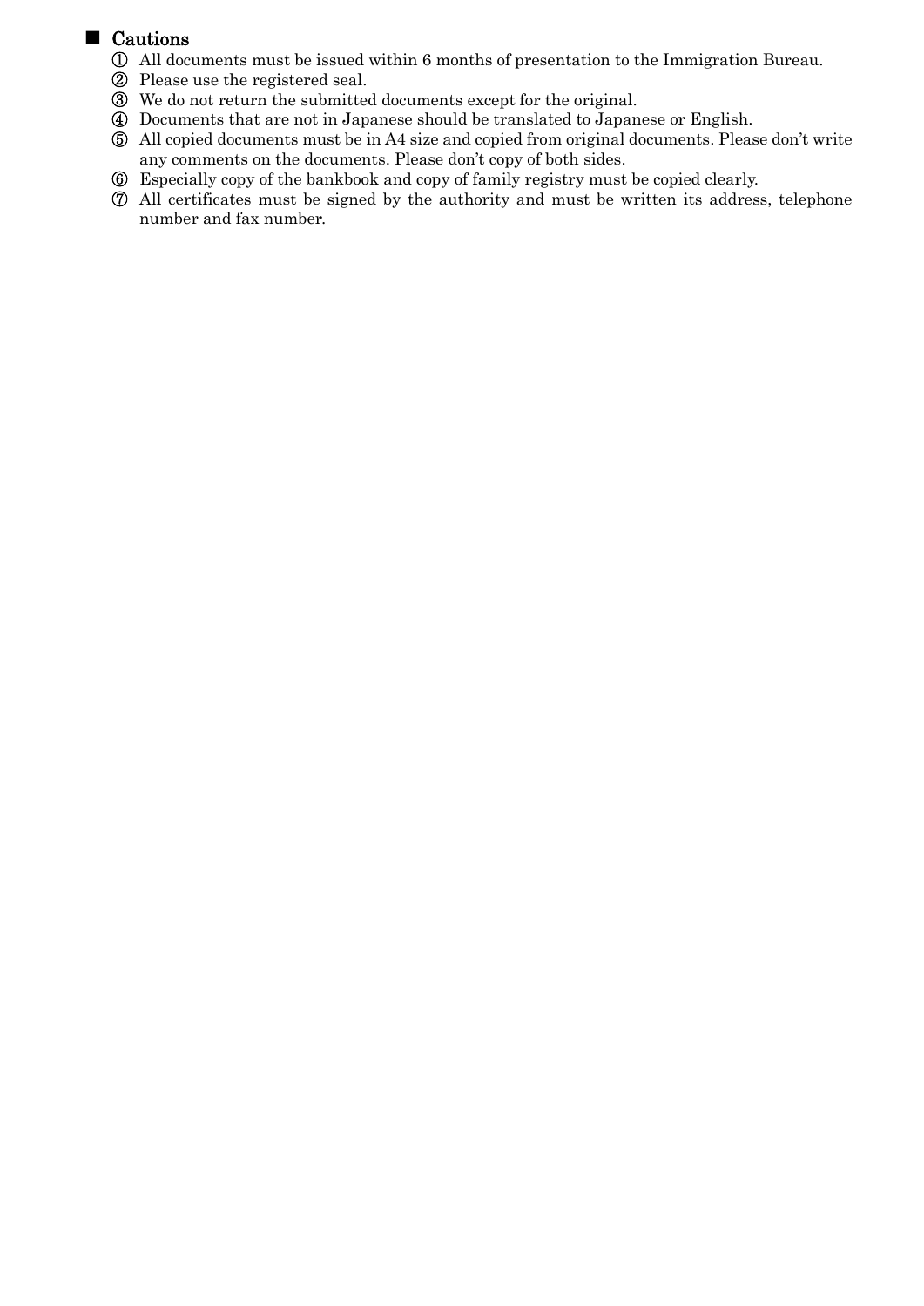## ■ Cautions

① All documents must be issued within 6 months of presentation to the Immigration Bureau.
② Please use the registered seal.
③ We do not return the submitted documents except for the original.
④ Documents that are not in Japanese should be translated to Japanese or English.
⑤ All copied documents must be in A4 size and copied from original documents. Please don't write any comments on the documents. Please don't copy of both sides.
⑥ Especially copy of the bankbook and copy of family registry must be copied clearly.
⑦ All certificates must be signed by the authority and must be written its address, telephone number and fax number.